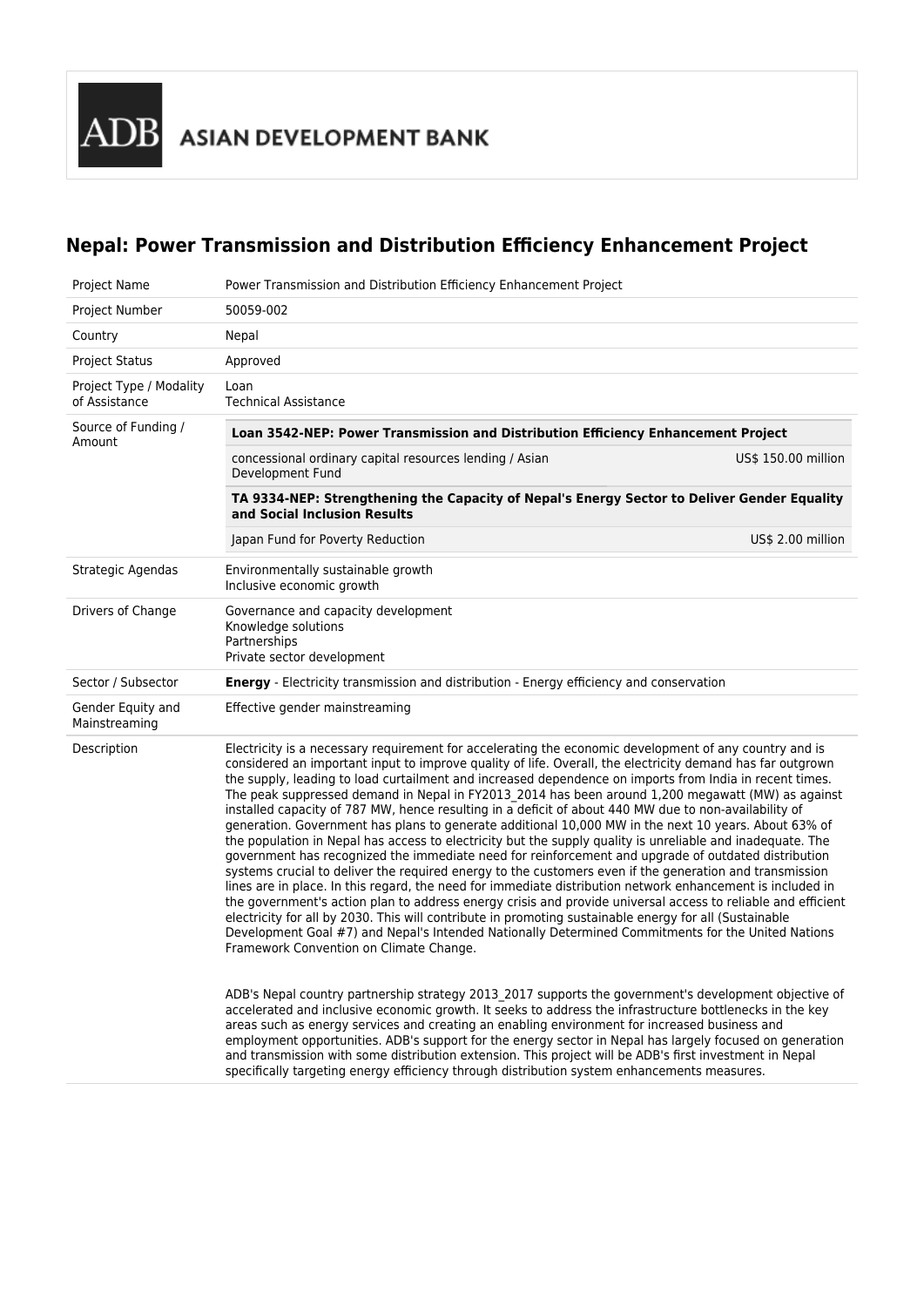ADB ASIAN DEVELOPMENT BANK

# Nepal: Power Transmission and Distribution Efficiency Enhancement Project

| | |
|---|---|
| Project Name | Power Transmission and Distribution Efficiency Enhancement Project |
| Project Number | 50059-002 |
| Country | Nepal |
| Project Status | Approved |
| Project Type / Modality of Assistance | Loan<br>Technical Assistance |
| Source of Funding / Amount | **Loan 3542-NEP: Power Transmission and Distribution Efficiency Enhancement Project**<br>concessional ordinary capital resources lending / Asian Development Fund — US$ 150.00 million<br>**TA 9334-NEP: Strengthening the Capacity of Nepal's Energy Sector to Deliver Gender Equality and Social Inclusion Results**<br>Japan Fund for Poverty Reduction — US$ 2.00 million |
| Strategic Agendas | Environmentally sustainable growth<br>Inclusive economic growth |
| Drivers of Change | Governance and capacity development<br>Knowledge solutions<br>Partnerships<br>Private sector development |
| Sector / Subsector | **Energy** - Electricity transmission and distribution - Energy efficiency and conservation |
| Gender Equity and Mainstreaming | Effective gender mainstreaming |
| Description | Electricity is a necessary requirement for accelerating the economic development of any country and is considered an important input to improve quality of life. Overall, the electricity demand has far outgrown the supply, leading to load curtailment and increased dependence on imports from India in recent times. The peak suppressed demand in Nepal in FY2013_2014 has been around 1,200 megawatt (MW) as against installed capacity of 787 MW, hence resulting in a deficit of about 440 MW due to non-availability of generation. Government has plans to generate additional 10,000 MW in the next 10 years. About 63% of the population in Nepal has access to electricity but the supply quality is unreliable and inadequate. The government has recognized the immediate need for reinforcement and upgrade of outdated distribution systems crucial to deliver the required energy to the customers even if the generation and transmission lines are in place. In this regard, the need for immediate distribution network enhancement is included in the government's action plan to address energy crisis and provide universal access to reliable and efficient electricity for all by 2030. This will contribute in promoting sustainable energy for all (Sustainable Development Goal #7) and Nepal's Intended Nationally Determined Commitments for the United Nations Framework Convention on Climate Change.<br><br>ADB's Nepal country partnership strategy 2013_2017 supports the government's development objective of accelerated and inclusive economic growth. It seeks to address the infrastructure bottlenecks in the key areas such as energy services and creating an enabling environment for increased business and employment opportunities. ADB's support for the energy sector in Nepal has largely focused on generation and transmission with some distribution extension. This project will be ADB's first investment in Nepal specifically targeting energy efficiency through distribution system enhancements measures. |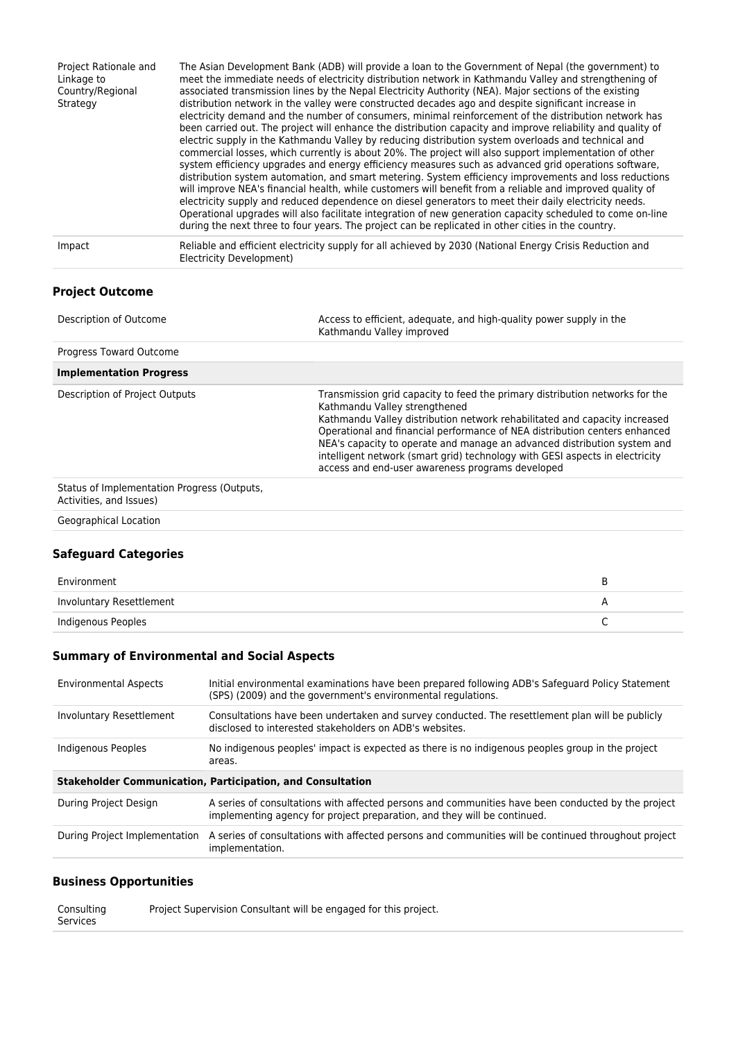| | |
|---|---|
| Project Rationale and Linkage to Country/Regional Strategy | The Asian Development Bank (ADB) will provide a loan to the Government of Nepal (the government) to meet the immediate needs of electricity distribution network in Kathmandu Valley and strengthening of associated transmission lines by the Nepal Electricity Authority (NEA). Major sections of the existing distribution network in the valley were constructed decades ago and despite significant increase in electricity demand and the number of consumers, minimal reinforcement of the distribution network has been carried out. The project will enhance the distribution capacity and improve reliability and quality of electric supply in the Kathmandu Valley by reducing distribution system overloads and technical and commercial losses, which currently is about 20%. The project will also support implementation of other system efficiency upgrades and energy efficiency measures such as advanced grid operations software, distribution system automation, and smart metering. System efficiency improvements and loss reductions will improve NEA's financial health, while customers will benefit from a reliable and improved quality of electricity supply and reduced dependence on diesel generators to meet their daily electricity needs. Operational upgrades will also facilitate integration of new generation capacity scheduled to come on-line during the next three to four years. The project can be replicated in other cities in the country. |
| Impact | Reliable and efficient electricity supply for all achieved by 2030 (National Energy Crisis Reduction and Electricity Development) |

## Project Outcome

| | |
|---|---|
| Description of Outcome | Access to efficient, adequate, and high-quality power supply in the Kathmandu Valley improved |
| Progress Toward Outcome | |
| **Implementation Progress** | |
| Description of Project Outputs | Transmission grid capacity to feed the primary distribution networks for the Kathmandu Valley strengthened<br>Kathmandu Valley distribution network rehabilitated and capacity increased<br>Operational and financial performance of NEA distribution centers enhanced<br>NEA's capacity to operate and manage an advanced distribution system and intelligent network (smart grid) technology with GESI aspects in electricity access and end-user awareness programs developed |
| Status of Implementation Progress (Outputs, Activities, and Issues) | |
| Geographical Location | |

## Safeguard Categories

| | |
|---|---|
| Environment | B |
| Involuntary Resettlement | A |
| Indigenous Peoples | C |

## Summary of Environmental and Social Aspects

| | |
|---|---|
| Environmental Aspects | Initial environmental examinations have been prepared following ADB's Safeguard Policy Statement (SPS) (2009) and the government's environmental regulations. |
| Involuntary Resettlement | Consultations have been undertaken and survey conducted. The resettlement plan will be publicly disclosed to interested stakeholders on ADB's websites. |
| Indigenous Peoples | No indigenous peoples' impact is expected as there is no indigenous peoples group in the project areas. |
| **Stakeholder Communication, Participation, and Consultation** | |
| During Project Design | A series of consultations with affected persons and communities have been conducted by the project implementing agency for project preparation, and they will be continued. |
| During Project Implementation | A series of consultations with affected persons and communities will be continued throughout project implementation. |

## Business Opportunities

| | |
|---|---|
| Consulting Services | Project Supervision Consultant will be engaged for this project. |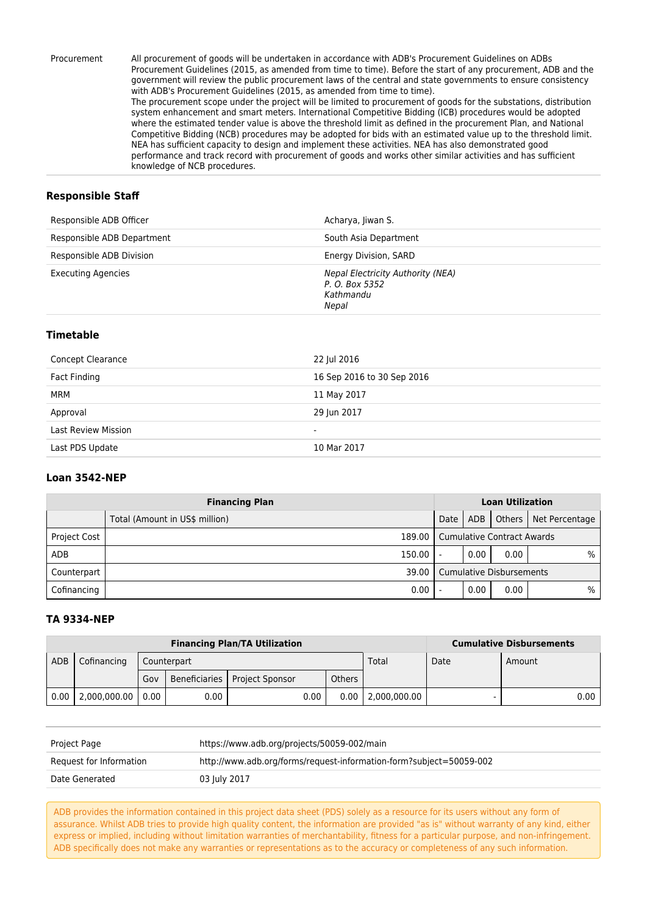| | |
|---|---|
| Procurement | All procurement of goods will be undertaken in accordance with ADB's Procurement Guidelines on ADBs Procurement Guidelines (2015, as amended from time to time). Before the start of any procurement, ADB and the government will review the public procurement laws of the central and state governments to ensure consistency with ADB's Procurement Guidelines (2015, as amended from time to time).<br>The procurement scope under the project will be limited to procurement of goods for the substations, distribution system enhancement and smart meters. International Competitive Bidding (ICB) procedures would be adopted where the estimated tender value is above the threshold limit as defined in the procurement Plan, and National Competitive Bidding (NCB) procedures may be adopted for bids with an estimated value up to the threshold limit. NEA has sufficient capacity to design and implement these activities. NEA has also demonstrated good performance and track record with procurement of goods and works other similar activities and has sufficient knowledge of NCB procedures. |

## Responsible Staff

| | |
|---|---|
| Responsible ADB Officer | Acharya, Jiwan S. |
| Responsible ADB Department | South Asia Department |
| Responsible ADB Division | Energy Division, SARD |
| Executing Agencies | *Nepal Electricity Authority (NEA)*<br>*P. O. Box 5352*<br>*Kathmandu*<br>*Nepal* |

## Timetable

| | |
|---|---|
| Concept Clearance | 22 Jul 2016 |
| Fact Finding | 16 Sep 2016 to 30 Sep 2016 |
| MRM | 11 May 2017 |
| Approval | 29 Jun 2017 |
| Last Review Mission | - |
| Last PDS Update | 10 Mar 2017 |

## Loan 3542-NEP

| Financing Plan | | Loan Utilization | | | |
|---|---|---|---|---|---|
| | Total (Amount in US$ million) | Date | ADB | Others | Net Percentage |
| Project Cost | 189.00 | Cumulative Contract Awards | | | |
| ADB | 150.00 | - | 0.00 | 0.00 | % |
| Counterpart | 39.00 | Cumulative Disbursements | | | |
| Cofinancing | 0.00 | - | 0.00 | 0.00 | % |

## TA 9334-NEP

| Financing Plan/TA Utilization | | | | | | | Cumulative Disbursements | |
|---|---|---|---|---|---|---|---|---|
| ADB | Cofinancing | Counterpart | | | | Total | Date | Amount |
| | | Gov | Beneficiaries | Project Sponsor | Others | | | |
| 0.00 | 2,000,000.00 | 0.00 | 0.00 | 0.00 | 0.00 | 2,000,000.00 | - | 0.00 |

| | |
|---|---|
| Project Page | https://www.adb.org/projects/50059-002/main |
| Request for Information | http://www.adb.org/forms/request-information-form?subject=50059-002 |
| Date Generated | 03 July 2017 |

ADB provides the information contained in this project data sheet (PDS) solely as a resource for its users without any form of assurance. Whilst ADB tries to provide high quality content, the information are provided "as is" without warranty of any kind, either express or implied, including without limitation warranties of merchantability, fitness for a particular purpose, and non-infringement. ADB specifically does not make any warranties or representations as to the accuracy or completeness of any such information.